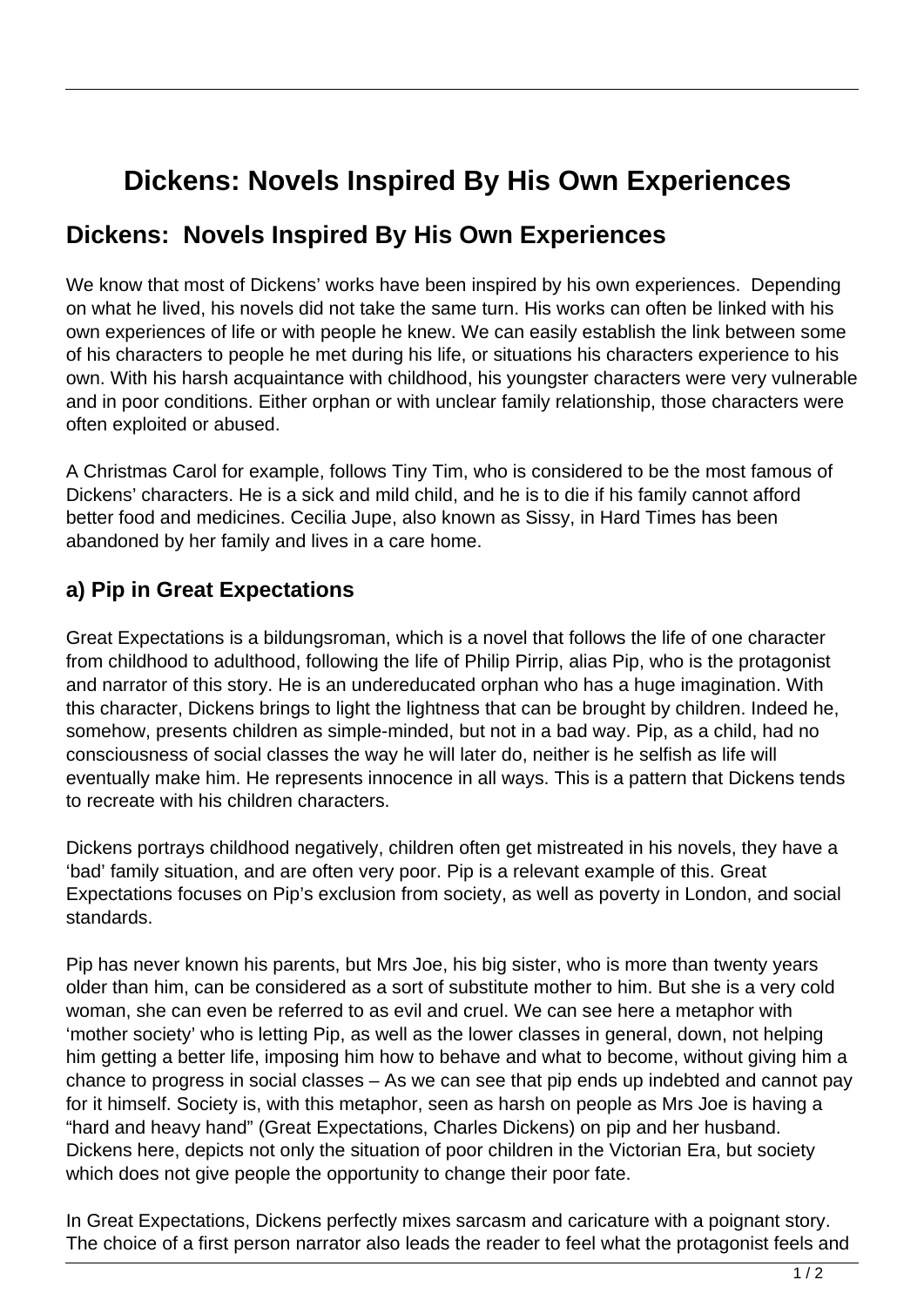# Dickens: Novels Inspired By His Own Experiences

## Dickens:  Novels Inspired By His Own Experiences

We know that most of Dickens' works have been inspired by his own experiences.  Depending on what he lived, his novels did not take the same turn. His works can often be linked with his own experiences of life or with people he knew. We can easily establish the link between some of his characters to people he met during his life, or situations his characters experience to his own. With his harsh acquaintance with childhood, his youngster characters were very vulnerable and in poor conditions. Either orphan or with unclear family relationship, those characters were often exploited or abused.

A Christmas Carol for example, follows Tiny Tim, who is considered to be the most famous of Dickens' characters. He is a sick and mild child, and he is to die if his family cannot afford better food and medicines. Cecilia Jupe, also known as Sissy, in Hard Times has been abandoned by her family and lives in a care home.

### a) Pip in Great Expectations

Great Expectations is a bildungsroman, which is a novel that follows the life of one character from childhood to adulthood, following the life of Philip Pirrip, alias Pip, who is the protagonist and narrator of this story. He is an undereducated orphan who has a huge imagination. With this character, Dickens brings to light the lightness that can be brought by children. Indeed he, somehow, presents children as simple-minded, but not in a bad way. Pip, as a child, had no consciousness of social classes the way he will later do, neither is he selfish as life will eventually make him. He represents innocence in all ways. This is a pattern that Dickens tends to recreate with his children characters.

Dickens portrays childhood negatively, children often get mistreated in his novels, they have a 'bad' family situation, and are often very poor. Pip is a relevant example of this. Great Expectations focuses on Pip's exclusion from society, as well as poverty in London, and social standards.

Pip has never known his parents, but Mrs Joe, his big sister, who is more than twenty years older than him, can be considered as a sort of substitute mother to him. But she is a very cold woman, she can even be referred to as evil and cruel. We can see here a metaphor with 'mother society' who is letting Pip, as well as the lower classes in general, down, not helping him getting a better life, imposing him how to behave and what to become, without giving him a chance to progress in social classes – As we can see that pip ends up indebted and cannot pay for it himself. Society is, with this metaphor, seen as harsh on people as Mrs Joe is having a "hard and heavy hand" (Great Expectations, Charles Dickens) on pip and her husband. Dickens here, depicts not only the situation of poor children in the Victorian Era, but society which does not give people the opportunity to change their poor fate.

In Great Expectations, Dickens perfectly mixes sarcasm and caricature with a poignant story. The choice of a first person narrator also leads the reader to feel what the protagonist feels and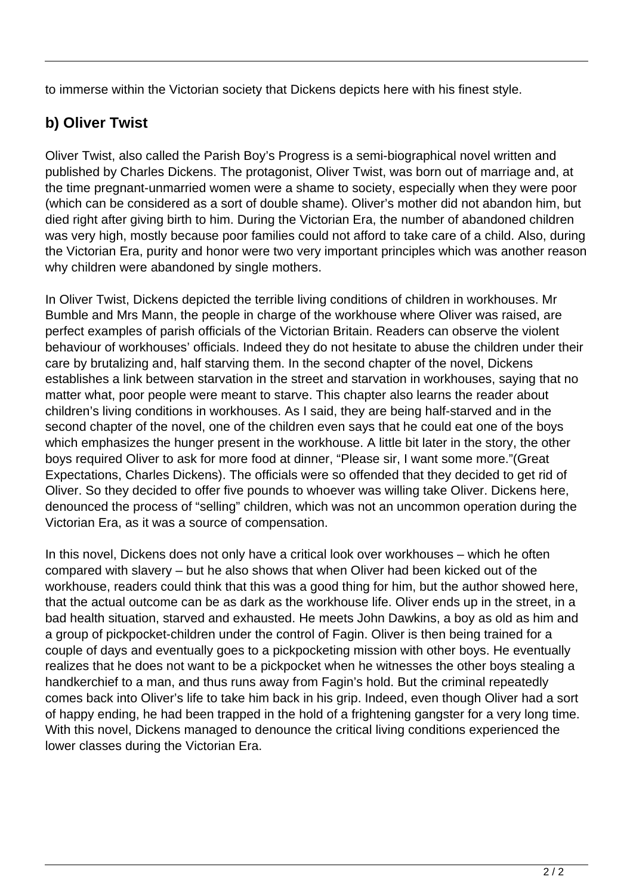to immerse within the Victorian society that Dickens depicts here with his finest style.

## b) Oliver Twist

Oliver Twist, also called the Parish Boy's Progress is a semi-biographical novel written and published by Charles Dickens. The protagonist, Oliver Twist, was born out of marriage and, at the time pregnant-unmarried women were a shame to society, especially when they were poor (which can be considered as a sort of double shame). Oliver's mother did not abandon him, but died right after giving birth to him. During the Victorian Era, the number of abandoned children was very high, mostly because poor families could not afford to take care of a child. Also, during the Victorian Era, purity and honor were two very important principles which was another reason why children were abandoned by single mothers.

In Oliver Twist, Dickens depicted the terrible living conditions of children in workhouses. Mr Bumble and Mrs Mann, the people in charge of the workhouse where Oliver was raised, are perfect examples of parish officials of the Victorian Britain. Readers can observe the violent behaviour of workhouses' officials. Indeed they do not hesitate to abuse the children under their care by brutalizing and, half starving them. In the second chapter of the novel, Dickens establishes a link between starvation in the street and starvation in workhouses, saying that no matter what, poor people were meant to starve. This chapter also learns the reader about children's living conditions in workhouses. As I said, they are being half-starved and in the second chapter of the novel, one of the children even says that he could eat one of the boys which emphasizes the hunger present in the workhouse. A little bit later in the story, the other boys required Oliver to ask for more food at dinner, "Please sir, I want some more."(Great Expectations, Charles Dickens). The officials were so offended that they decided to get rid of Oliver. So they decided to offer five pounds to whoever was willing take Oliver. Dickens here, denounced the process of "selling" children, which was not an uncommon operation during the Victorian Era, as it was a source of compensation.

In this novel, Dickens does not only have a critical look over workhouses – which he often compared with slavery – but he also shows that when Oliver had been kicked out of the workhouse, readers could think that this was a good thing for him, but the author showed here, that the actual outcome can be as dark as the workhouse life. Oliver ends up in the street, in a bad health situation, starved and exhausted. He meets John Dawkins, a boy as old as him and a group of pickpocket-children under the control of Fagin. Oliver is then being trained for a couple of days and eventually goes to a pickpocketing mission with other boys. He eventually realizes that he does not want to be a pickpocket when he witnesses the other boys stealing a handkerchief to a man, and thus runs away from Fagin's hold. But the criminal repeatedly comes back into Oliver's life to take him back in his grip. Indeed, even though Oliver had a sort of happy ending, he had been trapped in the hold of a frightening gangster for a very long time. With this novel, Dickens managed to denounce the critical living conditions experienced the lower classes during the Victorian Era.